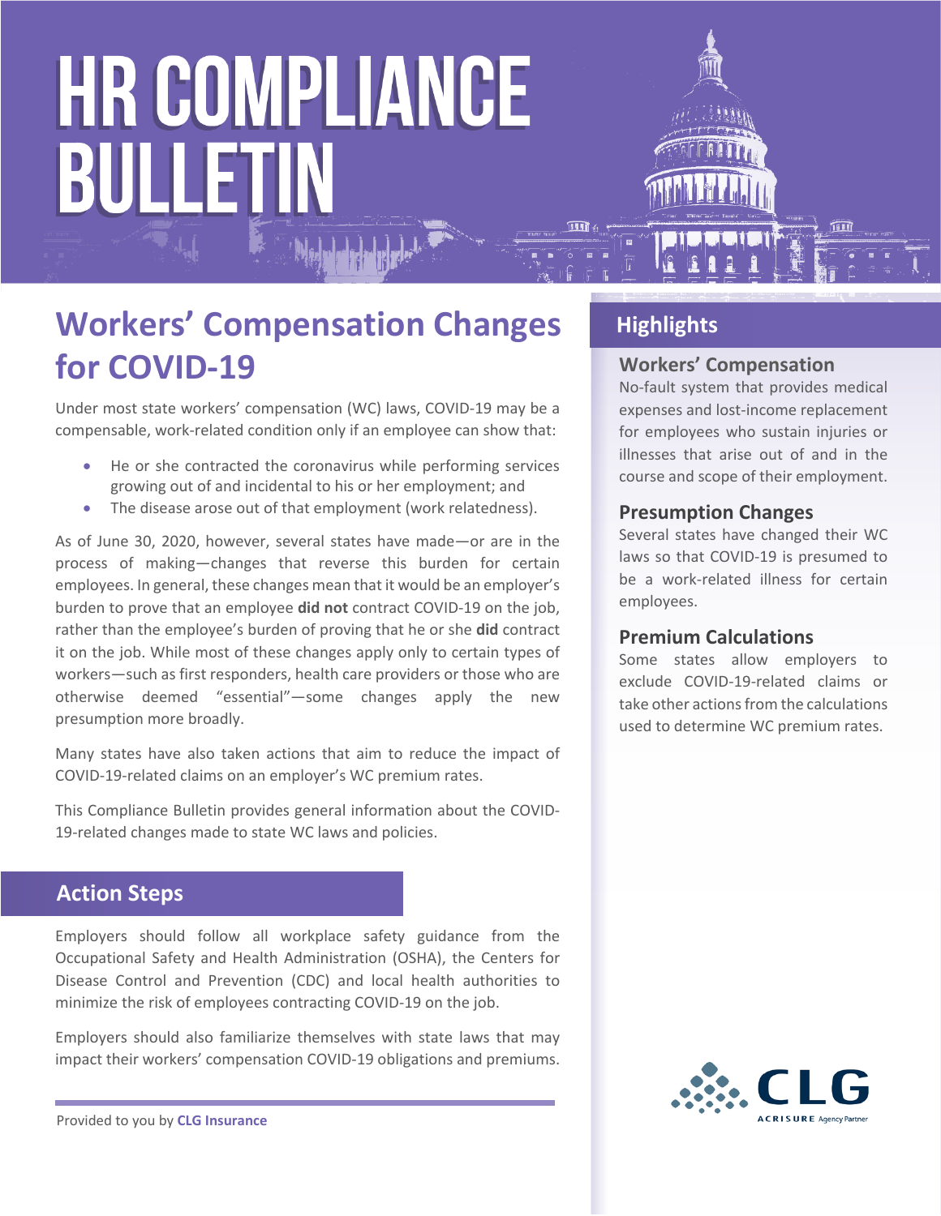# HR COMPLIANCE BULLETIN

## Workers' Compensation Changes for COVID-19

Under most state workers' compensation (WC) laws, COVID-19 may be a compensable, work-related condition only if an employee can show that:

- He or she contracted the coronavirus while performing services growing out of and incidental to his or her employment; and
- The disease arose out of that employment (work relatedness).

As of June 30, 2020, however, several states have made—or are in the process of making—changes that reverse this burden for certain employees. In general, these changes mean that it would be an employer's burden to prove that an employee **did not** contract COVID-19 on the job, rather than the employee's burden of proving that he or she **did** contract it on the job. While most of these changes apply only to certain types of workers—such as first responders, health care providers or those who are otherwise deemed "essential"—some changes apply the new presumption more broadly.

Many states have also taken actions that aim to reduce the impact of COVID-19-related claims on an employer's WC premium rates.

This Compliance Bulletin provides general information about the COVID-19-related changes made to state WC laws and policies.

## Action Steps

Employers should follow all workplace safety guidance from the Occupational Safety and Health Administration (OSHA), the Centers for Disease Control and Prevention (CDC) and local health authorities to minimize the risk of employees contracting COVID-19 on the job.

Employers should also familiarize themselves with state laws that may impact their workers' compensation COVID-19 obligations and premiums.

Provided to you by **CLG Insurance**

## Highlights

### Workers' Compensation

No-fault system that provides medical expenses and lost-income replacement for employees who sustain injuries or illnesses that arise out of and in the course and scope of their employment.

### Presumption Changes

Several states have changed their WC laws so that COVID-19 is presumed to be a work-related illness for certain employees.

### Premium Calculations

Some states allow employers to exclude COVID-19-related claims or take other actions from the calculations used to determine WC premium rates.

CLG
ACRISURE Agency Partner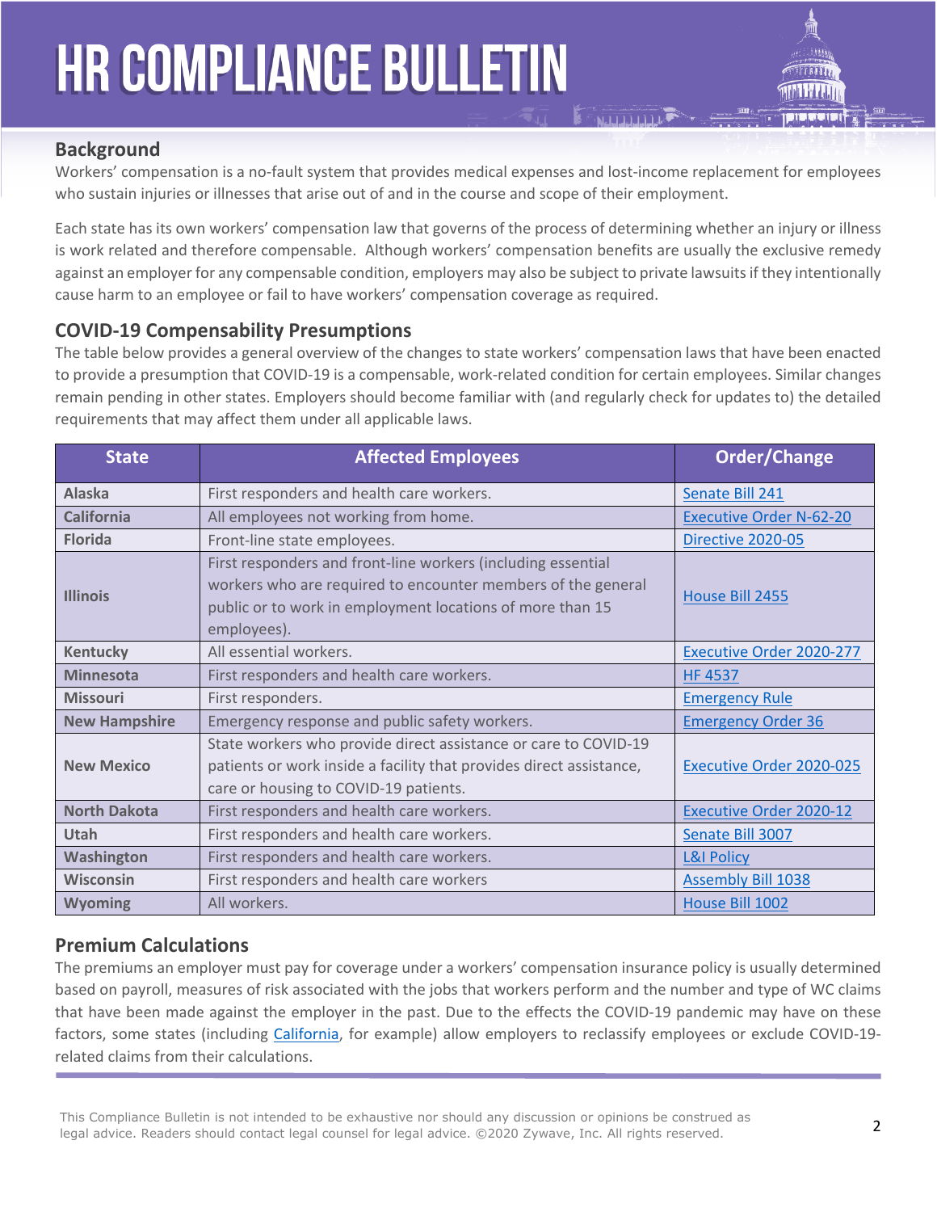# HR COMPLIANCE BULLETIN

## Background

Workers' compensation is a no-fault system that provides medical expenses and lost-income replacement for employees who sustain injuries or illnesses that arise out of and in the course and scope of their employment.

Each state has its own workers' compensation law that governs of the process of determining whether an injury or illness is work related and therefore compensable. Although workers' compensation benefits are usually the exclusive remedy against an employer for any compensable condition, employers may also be subject to private lawsuits if they intentionally cause harm to an employee or fail to have workers' compensation coverage as required.

## COVID-19 Compensability Presumptions

The table below provides a general overview of the changes to state workers' compensation laws that have been enacted to provide a presumption that COVID-19 is a compensable, work-related condition for certain employees. Similar changes remain pending in other states. Employers should become familiar with (and regularly check for updates to) the detailed requirements that may affect them under all applicable laws.

| State | Affected Employees | Order/Change |
|---|---|---|
| **Alaska** | First responders and health care workers. | Senate Bill 241 |
| **California** | All employees not working from home. | Executive Order N-62-20 |
| **Florida** | Front-line state employees. | Directive 2020-05 |
| **Illinois** | First responders and front-line workers (including essential workers who are required to encounter members of the general public or to work in employment locations of more than 15 employees). | House Bill 2455 |
| **Kentucky** | All essential workers. | Executive Order 2020-277 |
| **Minnesota** | First responders and health care workers. | HF 4537 |
| **Missouri** | First responders. | Emergency Rule |
| **New Hampshire** | Emergency response and public safety workers. | Emergency Order 36 |
| **New Mexico** | State workers who provide direct assistance or care to COVID-19 patients or work inside a facility that provides direct assistance, care or housing to COVID-19 patients. | Executive Order 2020-025 |
| **North Dakota** | First responders and health care workers. | Executive Order 2020-12 |
| **Utah** | First responders and health care workers. | Senate Bill 3007 |
| **Washington** | First responders and health care workers. | L&I Policy |
| **Wisconsin** | First responders and health care workers | Assembly Bill 1038 |
| **Wyoming** | All workers. | House Bill 1002 |

## Premium Calculations

The premiums an employer must pay for coverage under a workers' compensation insurance policy is usually determined based on payroll, measures of risk associated with the jobs that workers perform and the number and type of WC claims that have been made against the employer in the past. Due to the effects the COVID-19 pandemic may have on these factors, some states (including California, for example) allow employers to reclassify employees or exclude COVID-19-related claims from their calculations.

This Compliance Bulletin is not intended to be exhaustive nor should any discussion or opinions be construed as legal advice. Readers should contact legal counsel for legal advice. ©2020 Zywave, Inc. All rights reserved.